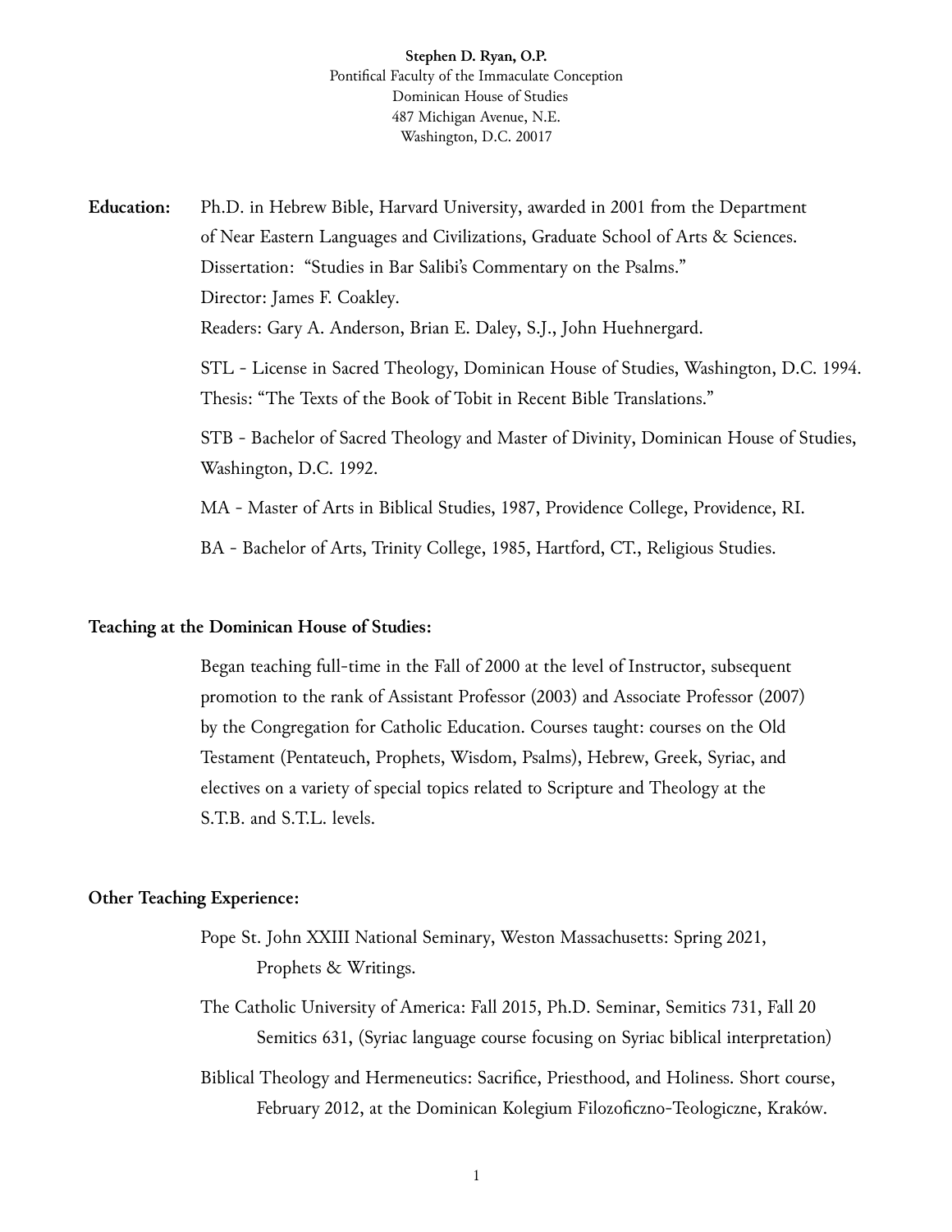**Stephen D. Ryan, O.P.**
Pontifical Faculty of the Immaculate Conception
Dominican House of Studies
487 Michigan Avenue, N.E.
Washington, D.C. 20017

**Education:**

Ph.D. in Hebrew Bible, Harvard University, awarded in 2001 from the Department of Near Eastern Languages and Civilizations, Graduate School of Arts & Sciences.
Dissertation: "Studies in Bar Salibi's Commentary on the Psalms."
Director: James F. Coakley.
Readers: Gary A. Anderson, Brian E. Daley, S.J., John Huehnergard.

STL - License in Sacred Theology, Dominican House of Studies, Washington, D.C. 1994.
Thesis: "The Texts of the Book of Tobit in Recent Bible Translations."

STB - Bachelor of Sacred Theology and Master of Divinity, Dominican House of Studies, Washington, D.C. 1992.

MA - Master of Arts in Biblical Studies, 1987, Providence College, Providence, RI.

BA - Bachelor of Arts, Trinity College, 1985, Hartford, CT., Religious Studies.

**Teaching at the Dominican House of Studies:**

Began teaching full-time in the Fall of 2000 at the level of Instructor, subsequent promotion to the rank of Assistant Professor (2003) and Associate Professor (2007) by the Congregation for Catholic Education. Courses taught: courses on the Old Testament (Pentateuch, Prophets, Wisdom, Psalms), Hebrew, Greek, Syriac, and electives on a variety of special topics related to Scripture and Theology at the S.T.B. and S.T.L. levels.

**Other Teaching Experience:**

Pope St. John XXIII National Seminary, Weston Massachusetts: Spring 2021, Prophets & Writings.

The Catholic University of America: Fall 2015, Ph.D. Seminar, Semitics 731, Fall 20 Semitics 631, (Syriac language course focusing on Syriac biblical interpretation)

Biblical Theology and Hermeneutics: Sacrifice, Priesthood, and Holiness. Short course, February 2012, at the Dominican Kolegium Filozoficzno-Teologiczne, Kraków.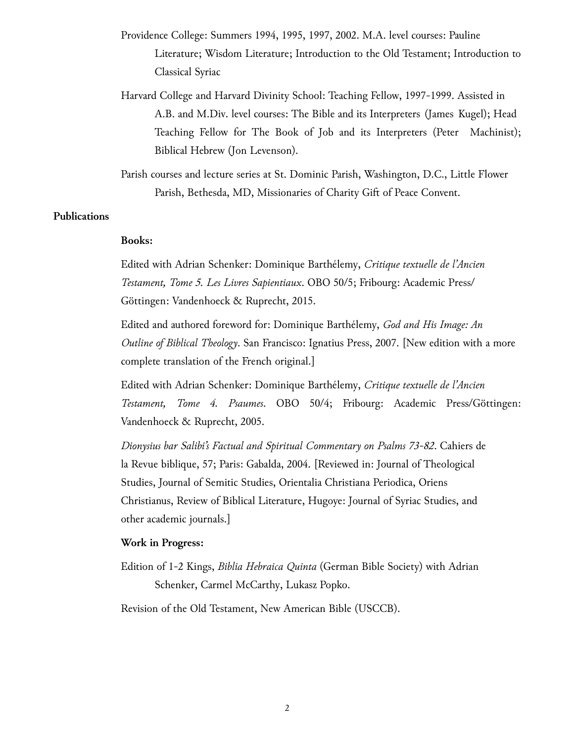Providence College: Summers 1994, 1995, 1997, 2002. M.A. level courses: Pauline Literature; Wisdom Literature; Introduction to the Old Testament; Introduction to Classical Syriac

Harvard College and Harvard Divinity School: Teaching Fellow, 1997-1999. Assisted in A.B. and M.Div. level courses: The Bible and its Interpreters (James Kugel); Head Teaching Fellow for The Book of Job and its Interpreters (Peter Machinist); Biblical Hebrew (Jon Levenson).

Parish courses and lecture series at St. Dominic Parish, Washington, D.C., Little Flower Parish, Bethesda, MD, Missionaries of Charity Gift of Peace Convent.

## Publications

### Books:

Edited with Adrian Schenker: Dominique Barthélemy, *Critique textuelle de l'Ancien Testament, Tome 5. Les Livres Sapientiaux*. OBO 50/5; Fribourg: Academic Press/ Göttingen: Vandenhoeck & Ruprecht, 2015.

Edited and authored foreword for: Dominique Barthélemy, *God and His Image: An Outline of Biblical Theology*. San Francisco: Ignatius Press, 2007. [New edition with a more complete translation of the French original.]

Edited with Adrian Schenker: Dominique Barthélemy, *Critique textuelle de l'Ancien Testament, Tome 4. Psaumes*. OBO 50/4; Fribourg: Academic Press/Göttingen: Vandenhoeck & Ruprecht, 2005.

*Dionysius bar Salibi's Factual and Spiritual Commentary on Psalms 73-82*. Cahiers de la Revue biblique, 57; Paris: Gabalda, 2004. [Reviewed in: Journal of Theological Studies, Journal of Semitic Studies, Orientalia Christiana Periodica, Oriens Christianus, Review of Biblical Literature, Hugoye: Journal of Syriac Studies, and other academic journals.]

### Work in Progress:

Edition of 1-2 Kings, *Biblia Hebraica Quinta* (German Bible Society) with Adrian Schenker, Carmel McCarthy, Lukasz Popko.

Revision of the Old Testament, New American Bible (USCCB).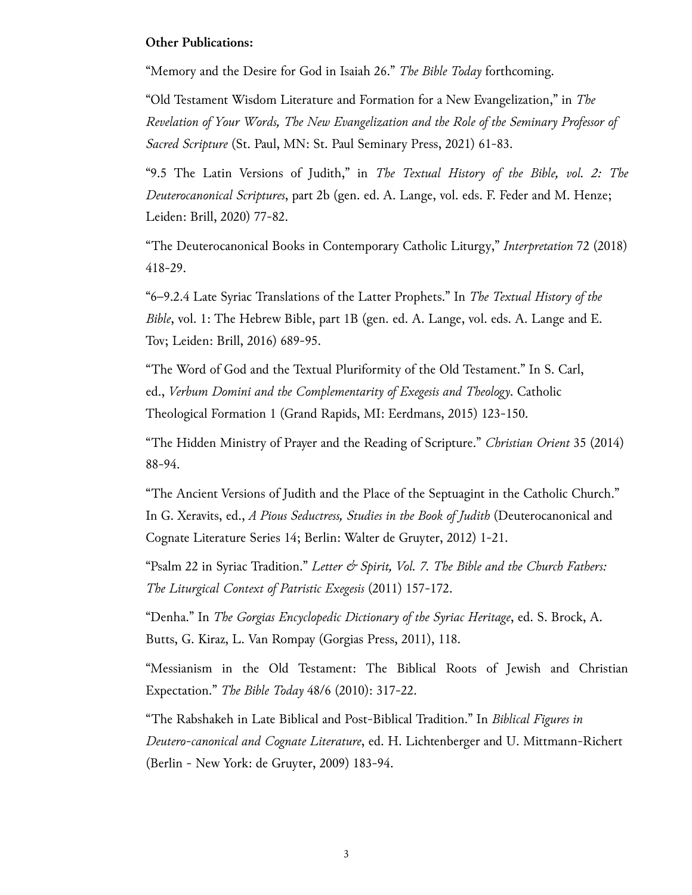**Other Publications:**

"Memory and the Desire for God in Isaiah 26." *The Bible Today* forthcoming.

"Old Testament Wisdom Literature and Formation for a New Evangelization," in *The Revelation of Your Words, The New Evangelization and the Role of the Seminary Professor of Sacred Scripture* (St. Paul, MN: St. Paul Seminary Press, 2021) 61-83.

"9.5 The Latin Versions of Judith," in *The Textual History of the Bible, vol. 2: The Deuterocanonical Scriptures*, part 2b (gen. ed. A. Lange, vol. eds. F. Feder and M. Henze; Leiden: Brill, 2020) 77-82.

"The Deuterocanonical Books in Contemporary Catholic Liturgy," *Interpretation* 72 (2018) 418-29.

"6–9.2.4 Late Syriac Translations of the Latter Prophets." In *The Textual History of the Bible*, vol. 1: The Hebrew Bible, part 1B (gen. ed. A. Lange, vol. eds. A. Lange and E. Tov; Leiden: Brill, 2016) 689-95.

"The Word of God and the Textual Pluriformity of the Old Testament." In S. Carl, ed., *Verbum Domini and the Complementarity of Exegesis and Theology*. Catholic Theological Formation 1 (Grand Rapids, MI: Eerdmans, 2015) 123-150.

"The Hidden Ministry of Prayer and the Reading of Scripture." *Christian Orient* 35 (2014) 88-94.

"The Ancient Versions of Judith and the Place of the Septuagint in the Catholic Church." In G. Xeravits, ed., *A Pious Seductress, Studies in the Book of Judith* (Deuterocanonical and Cognate Literature Series 14; Berlin: Walter de Gruyter, 2012) 1-21.

"Psalm 22 in Syriac Tradition." *Letter & Spirit, Vol. 7. The Bible and the Church Fathers: The Liturgical Context of Patristic Exegesis* (2011) 157-172.

"Denha." In *The Gorgias Encyclopedic Dictionary of the Syriac Heritage*, ed. S. Brock, A. Butts, G. Kiraz, L. Van Rompay (Gorgias Press, 2011), 118.

"Messianism in the Old Testament: The Biblical Roots of Jewish and Christian Expectation." *The Bible Today* 48/6 (2010): 317-22.

"The Rabshakeh in Late Biblical and Post-Biblical Tradition." In *Biblical Figures in Deutero-canonical and Cognate Literature*, ed. H. Lichtenberger and U. Mittmann-Richert (Berlin - New York: de Gruyter, 2009) 183-94.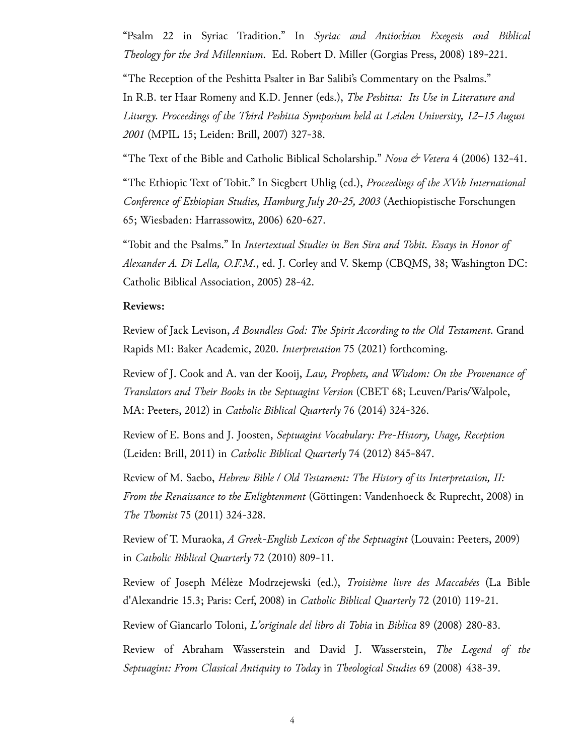"Psalm 22 in Syriac Tradition." In *Syriac and Antiochian Exegesis and Biblical Theology for the 3rd Millennium*. Ed. Robert D. Miller (Gorgias Press, 2008) 189-221.

"The Reception of the Peshitta Psalter in Bar Salibi's Commentary on the Psalms." In R.B. ter Haar Romeny and K.D. Jenner (eds.), *The Peshitta: Its Use in Literature and Liturgy. Proceedings of the Third Peshitta Symposium held at Leiden University, 12–15 August 2001* (MPIL 15; Leiden: Brill, 2007) 327-38.

"The Text of the Bible and Catholic Biblical Scholarship." *Nova & Vetera* 4 (2006) 132-41.

"The Ethiopic Text of Tobit." In Siegbert Uhlig (ed.), *Proceedings of the XVth International Conference of Ethiopian Studies, Hamburg July 20-25, 2003* (Aethiopistische Forschungen 65; Wiesbaden: Harrassowitz, 2006) 620-627.

"Tobit and the Psalms." In *Intertextual Studies in Ben Sira and Tobit. Essays in Honor of Alexander A. Di Lella, O.F.M.*, ed. J. Corley and V. Skemp (CBQMS, 38; Washington DC: Catholic Biblical Association, 2005) 28-42.

**Reviews:**

Review of Jack Levison, *A Boundless God: The Spirit According to the Old Testament*. Grand Rapids MI: Baker Academic, 2020. *Interpretation* 75 (2021) forthcoming.

Review of J. Cook and A. van der Kooij, *Law, Prophets, and Wisdom: On the Provenance of Translators and Their Books in the Septuagint Version* (CBET 68; Leuven/Paris/Walpole, MA: Peeters, 2012) in *Catholic Biblical Quarterly* 76 (2014) 324-326.

Review of E. Bons and J. Joosten, *Septuagint Vocabulary: Pre-History, Usage, Reception* (Leiden: Brill, 2011) in *Catholic Biblical Quarterly* 74 (2012) 845-847.

Review of M. Saebo, *Hebrew Bible / Old Testament: The History of its Interpretation, II: From the Renaissance to the Enlightenment* (Göttingen: Vandenhoeck & Ruprecht, 2008) in *The Thomist* 75 (2011) 324-328.

Review of T. Muraoka, *A Greek-English Lexicon of the Septuagint* (Louvain: Peeters, 2009) in *Catholic Biblical Quarterly* 72 (2010) 809-11.

Review of Joseph Mélèze Modrzejewski (ed.), *Troisième livre des Maccabées* (La Bible d'Alexandrie 15.3; Paris: Cerf, 2008) in *Catholic Biblical Quarterly* 72 (2010) 119-21.

Review of Giancarlo Toloni, *L'originale del libro di Tobia* in *Biblica* 89 (2008) 280-83.

Review of Abraham Wasserstein and David J. Wasserstein, *The Legend of the Septuagint: From Classical Antiquity to Today* in *Theological Studies* 69 (2008) 438-39.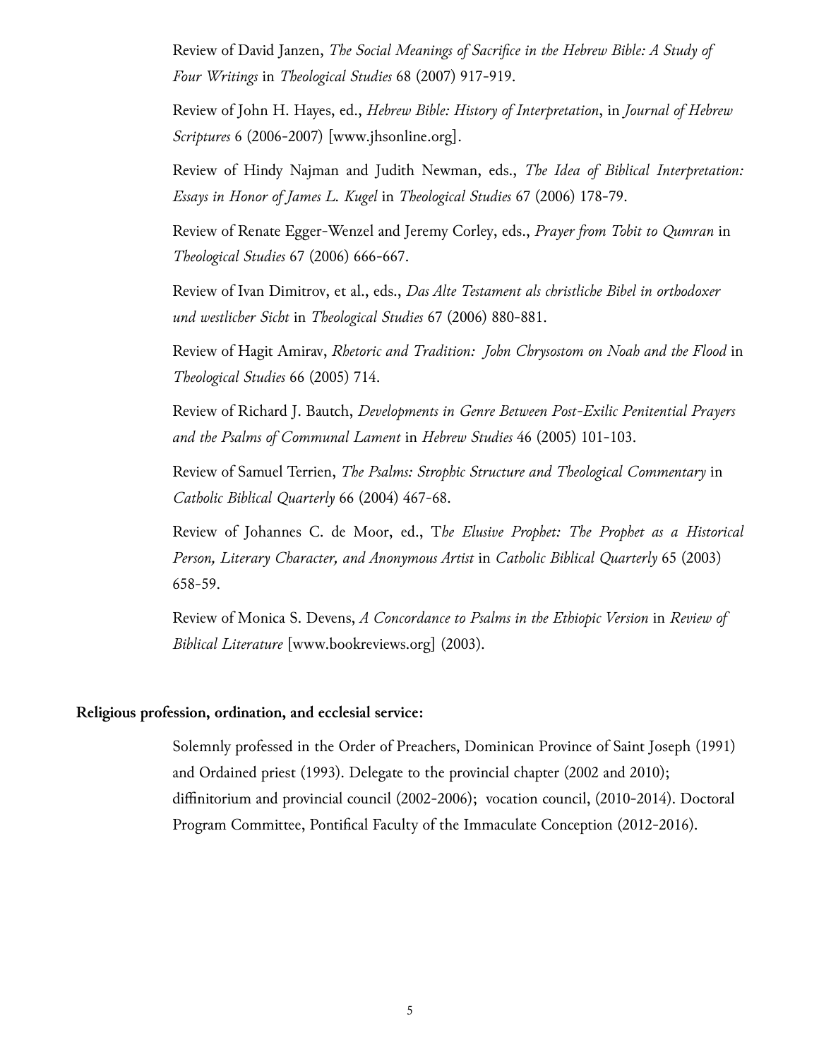Review of David Janzen, *The Social Meanings of Sacrifice in the Hebrew Bible: A Study of Four Writings* in *Theological Studies* 68 (2007) 917-919.

Review of John H. Hayes, ed., *Hebrew Bible: History of Interpretation*, in *Journal of Hebrew Scriptures* 6 (2006-2007) [www.jhsonline.org].

Review of Hindy Najman and Judith Newman, eds., *The Idea of Biblical Interpretation: Essays in Honor of James L. Kugel* in *Theological Studies* 67 (2006) 178-79.

Review of Renate Egger-Wenzel and Jeremy Corley, eds., *Prayer from Tobit to Qumran* in *Theological Studies* 67 (2006) 666-667.

Review of Ivan Dimitrov, et al., eds., *Das Alte Testament als christliche Bibel in orthodoxer und westlicher Sicht* in *Theological Studies* 67 (2006) 880-881.

Review of Hagit Amirav, *Rhetoric and Tradition: John Chrysostom on Noah and the Flood* in *Theological Studies* 66 (2005) 714.

Review of Richard J. Bautch, *Developments in Genre Between Post-Exilic Penitential Prayers and the Psalms of Communal Lament* in *Hebrew Studies* 46 (2005) 101-103.

Review of Samuel Terrien, *The Psalms: Strophic Structure and Theological Commentary* in *Catholic Biblical Quarterly* 66 (2004) 467-68.

Review of Johannes C. de Moor, ed., T*he Elusive Prophet: The Prophet as a Historical Person, Literary Character, and Anonymous Artist* in *Catholic Biblical Quarterly* 65 (2003) 658-59.

Review of Monica S. Devens, *A Concordance to Psalms in the Ethiopic Version* in *Review of Biblical Literature* [www.bookreviews.org] (2003).

**Religious profession, ordination, and ecclesial service:**

Solemnly professed in the Order of Preachers, Dominican Province of Saint Joseph (1991) and Ordained priest (1993). Delegate to the provincial chapter (2002 and 2010); diffinitorium and provincial council (2002-2006); vocation council, (2010-2014). Doctoral Program Committee, Pontifical Faculty of the Immaculate Conception (2012-2016).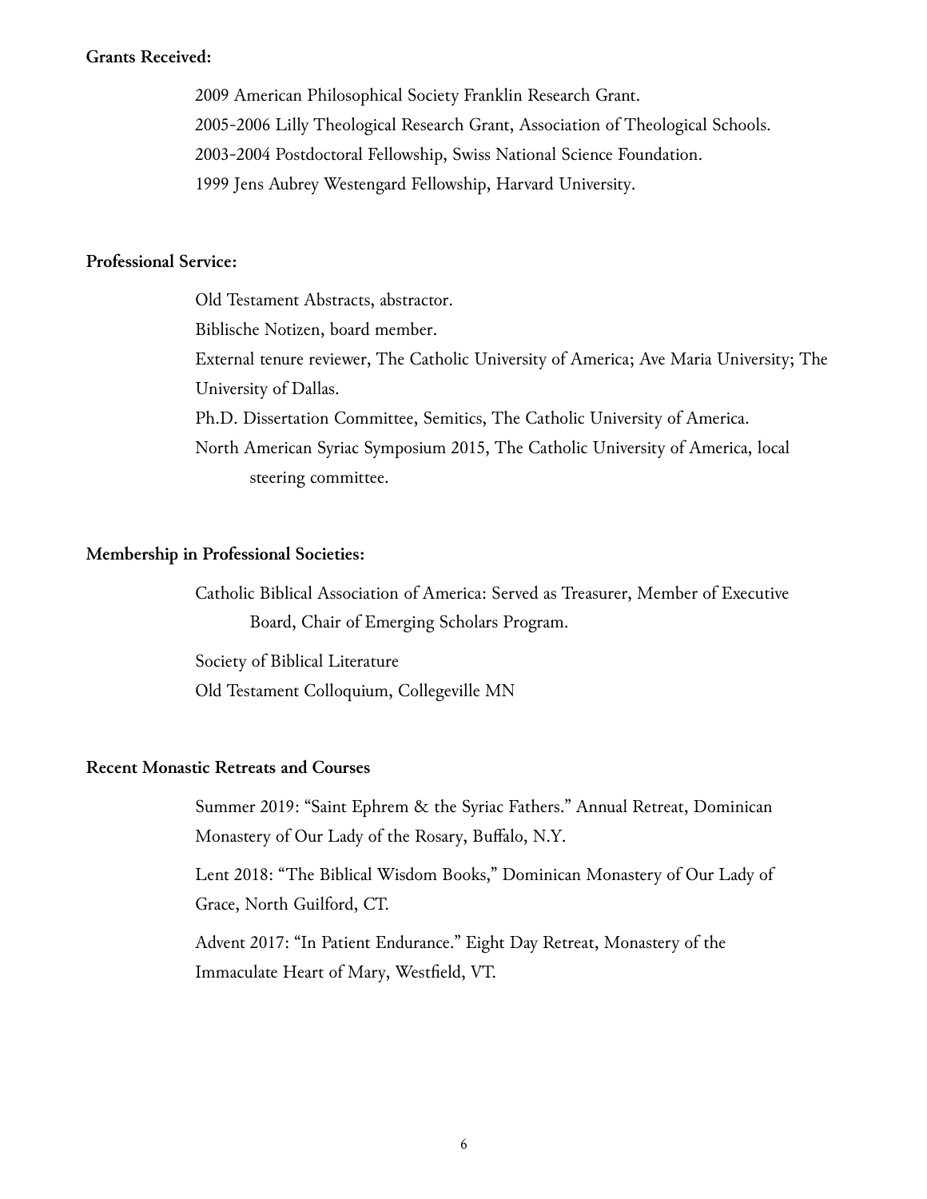**Grants Received:**

2009 American Philosophical Society Franklin Research Grant.
2005-2006 Lilly Theological Research Grant, Association of Theological Schools.
2003-2004 Postdoctoral Fellowship, Swiss National Science Foundation.
1999 Jens Aubrey Westengard Fellowship, Harvard University.

**Professional Service:**

Old Testament Abstracts, abstractor.
Biblische Notizen, board member.
External tenure reviewer, The Catholic University of America; Ave Maria University; The University of Dallas.
Ph.D. Dissertation Committee, Semitics, The Catholic University of America.
North American Syriac Symposium 2015, The Catholic University of America, local steering committee.

**Membership in Professional Societies:**

Catholic Biblical Association of America: Served as Treasurer, Member of Executive Board, Chair of Emerging Scholars Program.

Society of Biblical Literature
Old Testament Colloquium, Collegeville MN

**Recent Monastic Retreats and Courses**

Summer 2019: "Saint Ephrem & the Syriac Fathers." Annual Retreat, Dominican Monastery of Our Lady of the Rosary, Buffalo, N.Y.

Lent 2018: "The Biblical Wisdom Books," Dominican Monastery of Our Lady of Grace, North Guilford, CT.

Advent 2017: "In Patient Endurance." Eight Day Retreat, Monastery of the Immaculate Heart of Mary, Westfield, VT.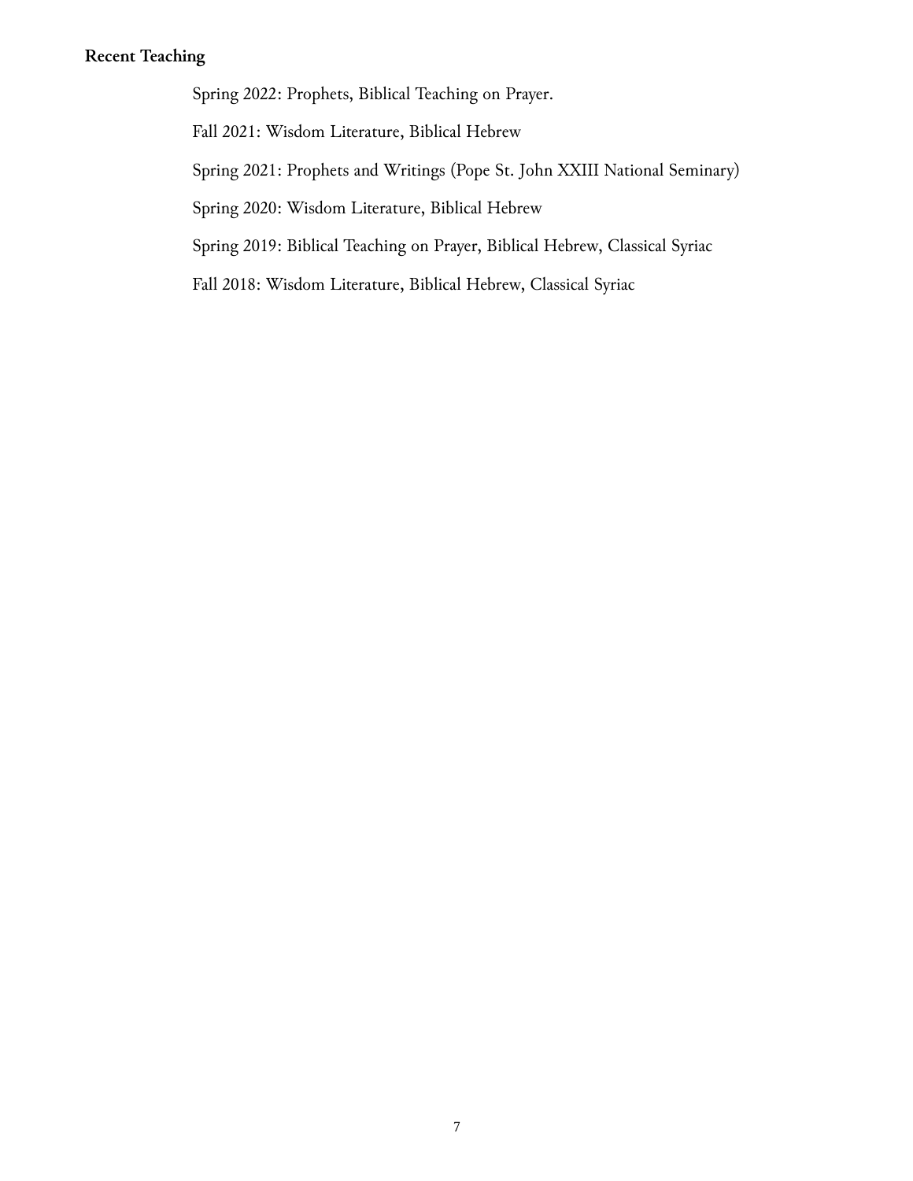**Recent Teaching**

Spring 2022: Prophets, Biblical Teaching on Prayer.

Fall 2021: Wisdom Literature, Biblical Hebrew

Spring 2021: Prophets and Writings (Pope St. John XXIII National Seminary)

Spring 2020: Wisdom Literature, Biblical Hebrew

Spring 2019: Biblical Teaching on Prayer, Biblical Hebrew, Classical Syriac

Fall 2018: Wisdom Literature, Biblical Hebrew, Classical Syriac